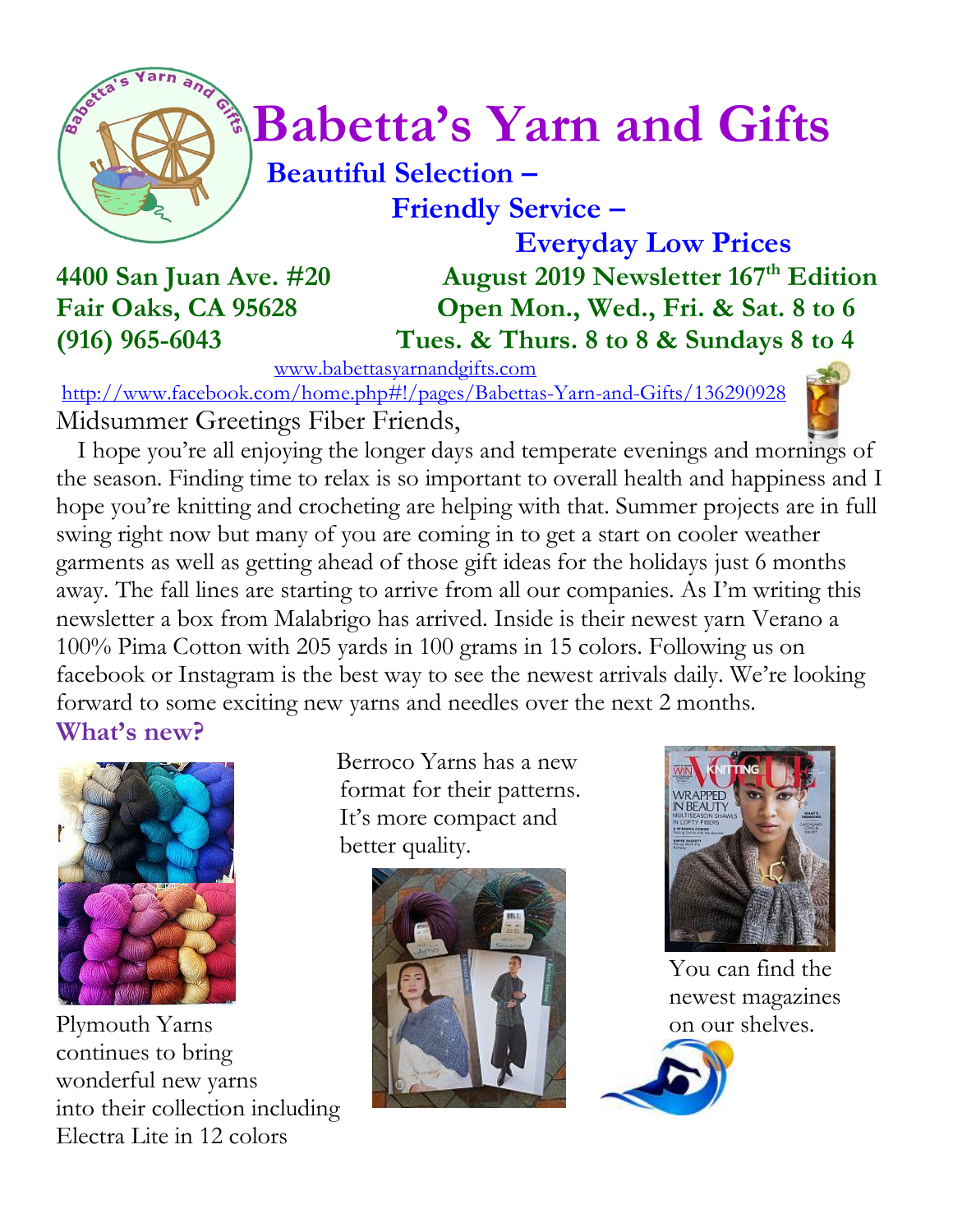# Babetta's Yarn and Gifts

**Beautiful Selection –**

**Friendly Service –**

**Everyday Low Prices**

**4400 San Juan Ave. #20**
**Fair Oaks, CA 95628**
**(916) 965-6043**

**August 2019 Newsletter 167th Edition**
**Open Mon., Wed., Fri. & Sat. 8 to 6**
**Tues. & Thurs. 8 to 8 & Sundays 8 to 4**

www.babettasyarnandgifts.com

http://www.facebook.com/home.php#!/pages/Babettas-Yarn-and-Gifts/136290928

Midsummer Greetings Fiber Friends,

I hope you're all enjoying the longer days and temperate evenings and mornings of the season. Finding time to relax is so important to overall health and happiness and I hope you're knitting and crocheting are helping with that. Summer projects are in full swing right now but many of you are coming in to get a start on cooler weather garments as well as getting ahead of those gift ideas for the holidays just 6 months away. The fall lines are starting to arrive from all our companies. As I'm writing this newsletter a box from Malabrigo has arrived. Inside is their newest yarn Verano a 100% Pima Cotton with 205 yards in 100 grams in 15 colors. Following us on facebook or Instagram is the best way to see the newest arrivals daily. We're looking forward to some exciting new yarns and needles over the next 2 months.

## What's new?

Plymouth Yarns continues to bring wonderful new yarns into their collection including Electra Lite in 12 colors

Berroco Yarns has a new format for their patterns. It's more compact and better quality.

You can find the newest magazines on our shelves.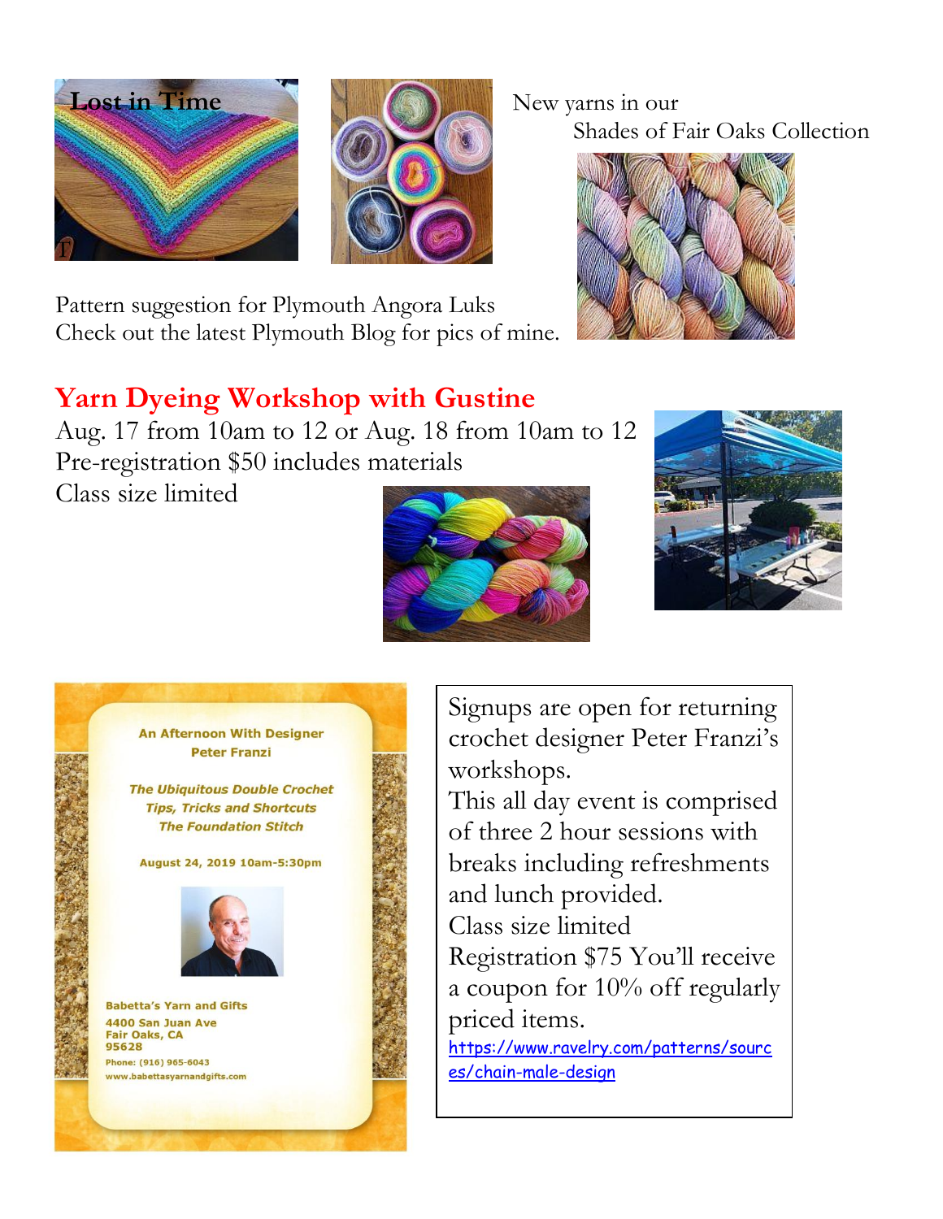Lost in Time

New yarns in our
Shades of Fair Oaks Collection

Pattern suggestion for Plymouth Angora Luks
Check out the latest Plymouth Blog for pics of mine.

## Yarn Dyeing Workshop with Gustine

Aug. 17 from 10am to 12 or Aug. 18 from 10am to 12
Pre-registration $50 includes materials
Class size limited

An Afternoon With Designer
Peter Franzi

*The Ubiquitous Double Crochet*
*Tips, Tricks and Shortcuts*
*The Foundation Stitch*

August 24, 2019 10am-5:30pm

Babetta's Yarn and Gifts
4400 San Juan Ave
Fair Oaks, CA
95628
Phone: (916) 965-6043
www.babettasyarnandgifts.com

Signups are open for returning crochet designer Peter Franzi's workshops.
This all day event is comprised of three 2 hour sessions with breaks including refreshments and lunch provided.
Class size limited
Registration $75 You'll receive a coupon for 10% off regularly priced items.
https://www.ravelry.com/patterns/sources/chain-male-design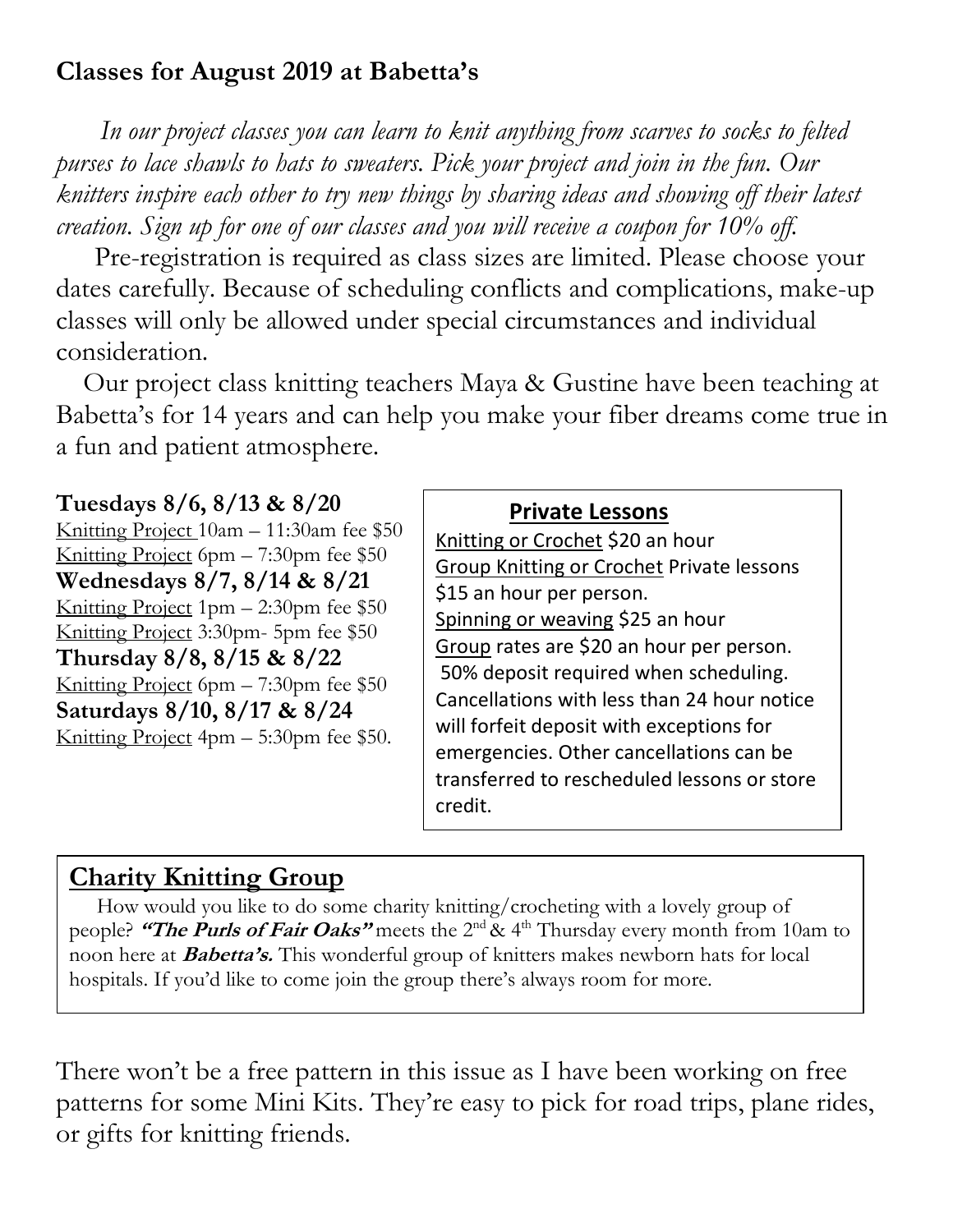## Classes for August 2019 at Babetta's

*In our project classes you can learn to knit anything from scarves to socks to felted purses to lace shawls to hats to sweaters. Pick your project and join in the fun. Our knitters inspire each other to try new things by sharing ideas and showing off their latest creation. Sign up for one of our classes and you will receive a coupon for 10% off.*

Pre-registration is required as class sizes are limited. Please choose your dates carefully. Because of scheduling conflicts and complications, make-up classes will only be allowed under special circumstances and individual consideration.

Our project class knitting teachers Maya & Gustine have been teaching at Babetta's for 14 years and can help you make your fiber dreams come true in a fun and patient atmosphere.

**Tuesdays 8/6, 8/13 & 8/20**
<u>Knitting Project</u> 10am – 11:30am fee $50
<u>Knitting Project</u> 6pm – 7:30pm fee $50
**Wednesdays 8/7, 8/14 & 8/21**
<u>Knitting Project</u> 1pm – 2:30pm fee $50
<u>Knitting Project</u> 3:30pm- 5pm fee $50
**Thursday 8/8, 8/15 & 8/22**
<u>Knitting Project</u> 6pm – 7:30pm fee $50
**Saturdays 8/10, 8/17 & 8/24**
<u>Knitting Project</u> 4pm – 5:30pm fee $50.

### Private Lessons

<u>Knitting or Crochet</u> $20 an hour
<u>Group Knitting or Crochet</u> Private lessons $15 an hour per person.
<u>Spinning or weaving</u> $25 an hour
<u>Group</u> rates are $20 an hour per person.
50% deposit required when scheduling. Cancellations with less than 24 hour notice will forfeit deposit with exceptions for emergencies. Other cancellations can be transferred to rescheduled lessons or store credit.

## Charity Knitting Group

How would you like to do some charity knitting/crocheting with a lovely group of people? ***"The Purls of Fair Oaks"*** meets the 2nd & 4th Thursday every month from 10am to noon here at ***Babetta's.*** This wonderful group of knitters makes newborn hats for local hospitals. If you'd like to come join the group there's always room for more.

There won't be a free pattern in this issue as I have been working on free patterns for some Mini Kits. They're easy to pick for road trips, plane rides, or gifts for knitting friends.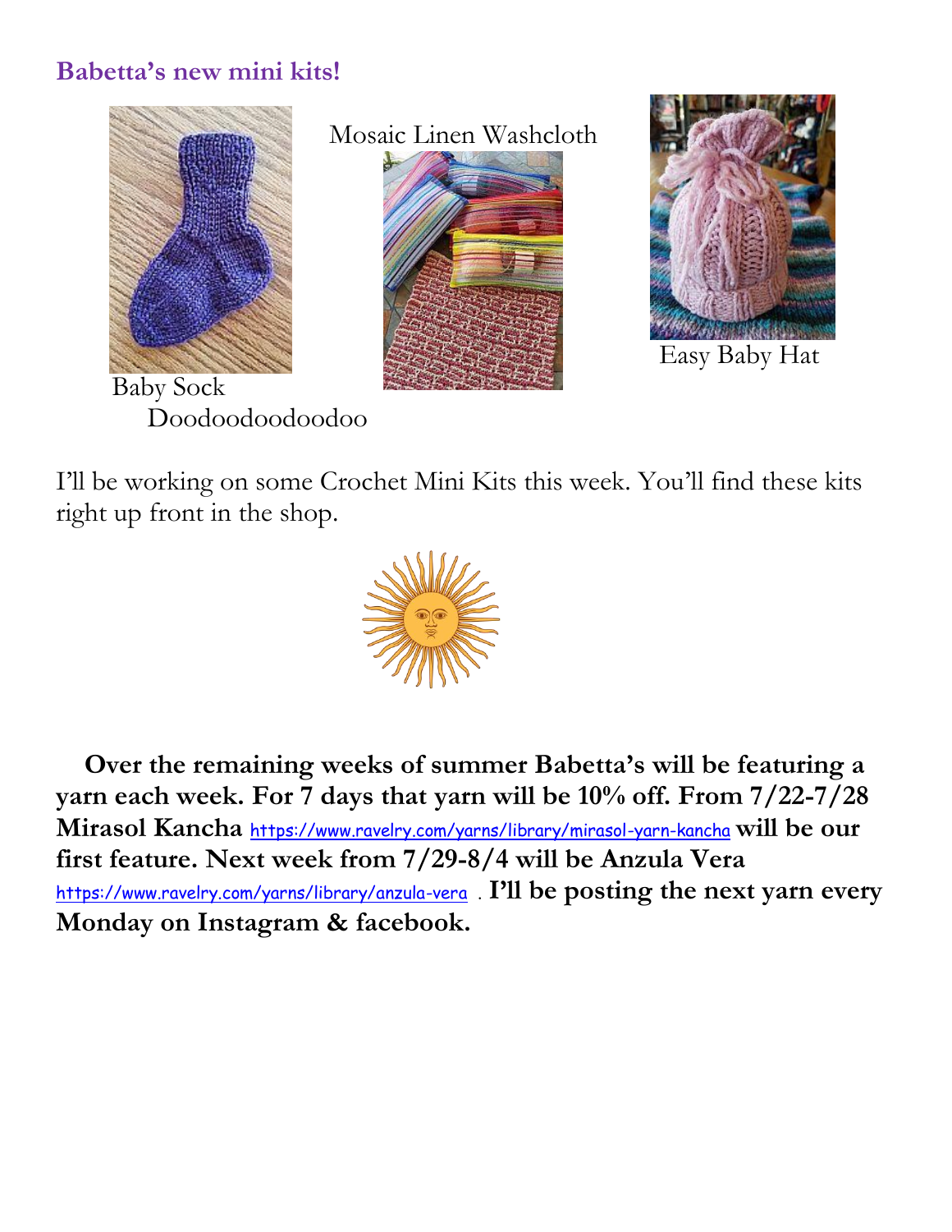## Babetta's new mini kits!

Mosaic Linen Washcloth

Easy Baby Hat

Baby Sock
Doodoodoodoodoo

I'll be working on some Crochet Mini Kits this week. You'll find these kits right up front in the shop.

**Over the remaining weeks of summer Babetta's will be featuring a yarn each week. For 7 days that yarn will be 10% off. From 7/22-7/28 Mirasol Kancha** https://www.ravelry.com/yarns/library/mirasol-yarn-kancha **will be our first feature. Next week from 7/29-8/4 will be Anzula Vera** https://www.ravelry.com/yarns/library/anzula-vera . **I'll be posting the next yarn every Monday on Instagram & facebook.**